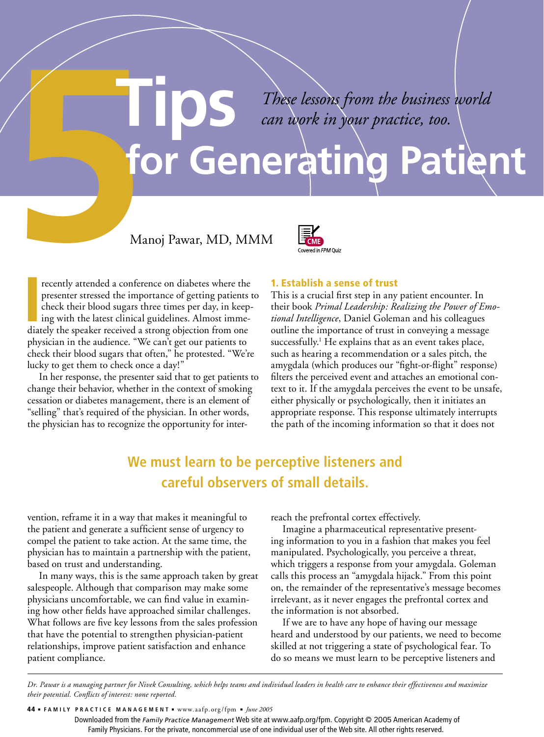# 5 Tips for Generating Patient

*These lessons from the business world can work in your practice, too.*

Manoj Pawar, MD, MMM

CME Covered in *FPM* Quiz

I recently attended a conference on diabetes where the presenter stressed the importance of getting patients to check their blood sugars three times per day, in keeping with the latest clinical guidelines. Almost immediately the speaker received a strong objection from one physician in the audience. "We can't get our patients to check their blood sugars that often," he protested. "We're lucky to get them to check once a day!"

In her response, the presenter said that to get patients to change their behavior, whether in the context of smoking cessation or diabetes management, there is an element of "selling" that's required of the physician. In other words, the physician has to recognize the opportunity for intervention, reframe it in a way that makes it meaningful to the patient and generate a sufficient sense of urgency to compel the patient to take action. At the same time, the physician has to maintain a partnership with the patient, based on trust and understanding.

In many ways, this is the same approach taken by great salespeople. Although that comparison may make some physicians uncomfortable, we can find value in examining how other fields have approached similar challenges. What follows are five key lessons from the sales profession that have the potential to strengthen physician-patient relationships, improve patient satisfaction and enhance patient compliance.

## 1. Establish a sense of trust

This is a crucial first step in any patient encounter. In their book *Primal Leadership: Realizing the Power of Emotional Intelligence*, Daniel Goleman and his colleagues outline the importance of trust in conveying a message successfully.[1] He explains that as an event takes place, such as hearing a recommendation or a sales pitch, the amygdala (which produces our "fight-or-flight" response) filters the perceived event and attaches an emotional context to it. If the amygdala perceives the event to be unsafe, either physically or psychologically, then it initiates an appropriate response. This response ultimately interrupts the path of the incoming information so that it does not reach the prefrontal cortex effectively.

Imagine a pharmaceutical representative presenting information to you in a fashion that makes you feel manipulated. Psychologically, you perceive a threat, which triggers a response from your amygdala. Goleman calls this process an "amygdala hijack." From this point on, the remainder of the representative's message becomes irrelevant, as it never engages the prefrontal cortex and the information is not absorbed.

If we are to have any hope of having our message heard and understood by our patients, we need to become skilled at not triggering a state of psychological fear. To do so means we must learn to be perceptive listeners and

**We must learn to be perceptive listeners and careful observers of small details.**

*Dr. Pawar is a managing partner for Nivek Consulting, which helps teams and individual leaders in health care to enhance their effectiveness and maximize their potential. Conflicts of interest: none reported.*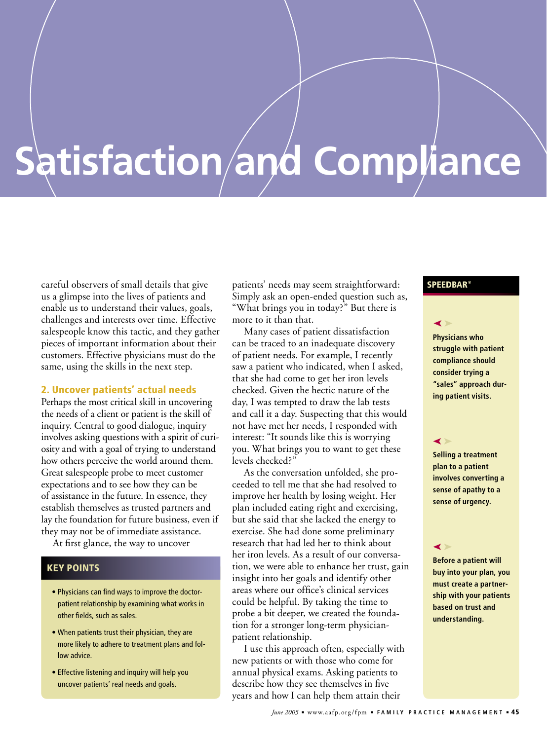# Satisfaction and Compliance

careful observers of small details that give us a glimpse into the lives of patients and enable us to understand their values, goals, challenges and interests over time. Effective salespeople know this tactic, and they gather pieces of important information about their customers. Effective physicians must do the same, using the skills in the next step.

### 2. Uncover patients' actual needs

Perhaps the most critical skill in uncovering the needs of a client or patient is the skill of inquiry. Central to good dialogue, inquiry involves asking questions with a spirit of curiosity and with a goal of trying to understand how others perceive the world around them. Great salespeople probe to meet customer expectations and to see how they can be of assistance in the future. In essence, they establish themselves as trusted partners and lay the foundation for future business, even if they may not be of immediate assistance.

At first glance, the way to uncover patients' needs may seem straightforward: Simply ask an open-ended question such as, "What brings you in today?" But there is more to it than that.

Many cases of patient dissatisfaction can be traced to an inadequate discovery of patient needs. For example, I recently saw a patient who indicated, when I asked, that she had come to get her iron levels checked. Given the hectic nature of the day, I was tempted to draw the lab tests and call it a day. Suspecting that this would not have met her needs, I responded with interest: "It sounds like this is worrying you. What brings you to want to get these levels checked?"

As the conversation unfolded, she proceeded to tell me that she had resolved to improve her health by losing weight. Her plan included eating right and exercising, but she said that she lacked the energy to exercise. She had done some preliminary research that had led her to think about her iron levels. As a result of our conversation, we were able to enhance her trust, gain insight into her goals and identify other areas where our office's clinical services could be helpful. By taking the time to probe a bit deeper, we created the foundation for a stronger long-term physician-patient relationship.

I use this approach often, especially with new patients or with those who come for annual physical exams. Asking patients to describe how they see themselves in five years and how I can help them attain their

**KEY POINTS**

- Physicians can find ways to improve the doctor-patient relationship by examining what works in other fields, such as sales.
- When patients trust their physician, they are more likely to adhere to treatment plans and follow advice.
- Effective listening and inquiry will help you uncover patients' real needs and goals.

**SPEEDBAR®**

**Physicians who struggle with patient compliance should consider trying a "sales" approach during patient visits.**

**Selling a treatment plan to a patient involves converting a sense of apathy to a sense of urgency.**

**Before a patient will buy into your plan, you must create a partnership with your patients based on trust and understanding.**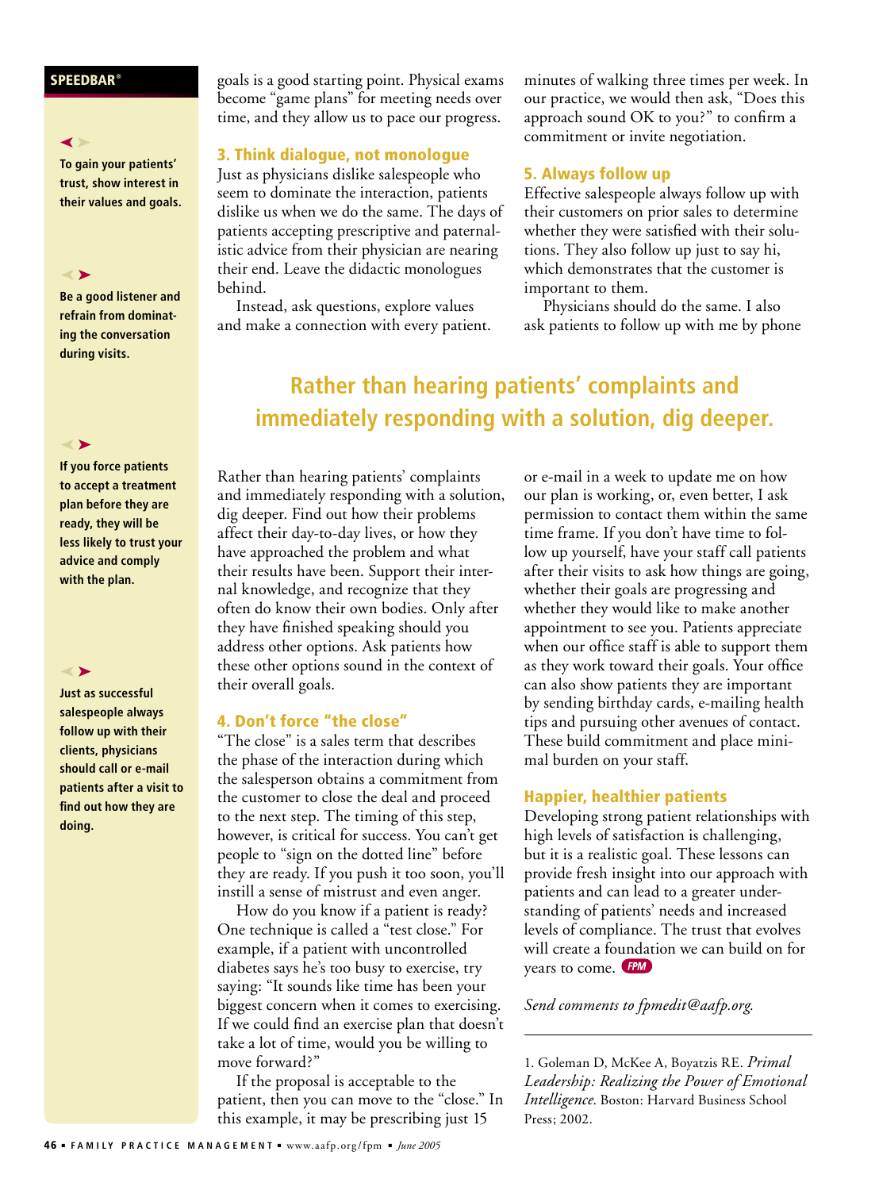goals is a good starting point. Physical exams become "game plans" for meeting needs over time, and they allow us to pace our progress.

### 3. Think dialogue, not monologue

Just as physicians dislike salespeople who seem to dominate the interaction, patients dislike us when we do the same. The days of patients accepting prescriptive and paternalistic advice from their physician are nearing their end. Leave the didactic monologues behind.

Instead, ask questions, explore values and make a connection with every patient. Rather than hearing patients' complaints and immediately responding with a solution, dig deeper. Find out how their problems affect their day-to-day lives, or how they have approached the problem and what their results have been. Support their internal knowledge, and recognize that they often do know their own bodies. Only after they have finished speaking should you address other options. Ask patients how these other options sound in the context of their overall goals.

### 4. Don't force "the close"

"The close" is a sales term that describes the phase of the interaction during which the salesperson obtains a commitment from the customer to close the deal and proceed to the next step. The timing of this step, however, is critical for success. You can't get people to "sign on the dotted line" before they are ready. If you push it too soon, you'll instill a sense of mistrust and even anger.

How do you know if a patient is ready? One technique is called a "test close." For example, if a patient with uncontrolled diabetes says he's too busy to exercise, try saying: "It sounds like time has been your biggest concern when it comes to exercising. If we could find an exercise plan that doesn't take a lot of time, would you be willing to move forward?"

If the proposal is acceptable to the patient, then you can move to the "close." In this example, it may be prescribing just 15 minutes of walking three times per week. In our practice, we would then ask, "Does this approach sound OK to you?" to confirm a commitment or invite negotiation.

### 5. Always follow up

Effective salespeople always follow up with their customers on prior sales to determine whether they were satisfied with their solutions. They also follow up just to say hi, which demonstrates that the customer is important to them.

Physicians should do the same. I also ask patients to follow up with me by phone or e-mail in a week to update me on how our plan is working, or, even better, I ask permission to contact them within the same time frame. If you don't have time to follow up yourself, have your staff call patients after their visits to ask how things are going, whether their goals are progressing and whether they would like to make another appointment to see you. Patients appreciate when our office staff is able to support them as they work toward their goals. Your office can also show patients they are important by sending birthday cards, e-mailing health tips and pursuing other avenues of contact. These build commitment and place minimal burden on your staff.

### Happier, healthier patients

Developing strong patient relationships with high levels of satisfaction is challenging, but it is a realistic goal. These lessons can provide fresh insight into our approach with patients and can lead to a greater understanding of patients' needs and increased levels of compliance. The trust that evolves will create a foundation we can build on for years to come. FPM

*Send comments to fpmedit@aafp.org.*

---

1. Goleman D, McKee A, Boyatzis RE. *Primal Leadership: Realizing the Power of Emotional Intelligence.* Boston: Harvard Business School Press; 2002.

---

**SPEEDBAR®**

**To gain your patients' trust, show interest in their values and goals.**

**Be a good listener and refrain from dominating the conversation during visits.**

**If you force patients to accept a treatment plan before they are ready, they will be less likely to trust your advice and comply with the plan.**

**Just as successful salespeople always follow up with their clients, physicians should call or e-mail patients after a visit to find out how they are doing.**